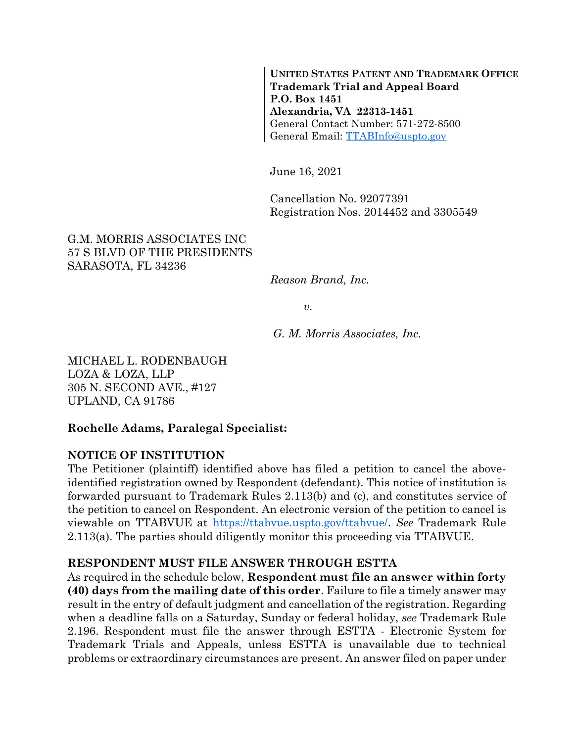**UNITED STATES PATENT AND TRADEMARK OFFICE**
**Trademark Trial and Appeal Board**
**P.O. Box 1451**
**Alexandria, VA 22313-1451**
General Contact Number: 571-272-8500
General Email: TTABInfo@uspto.gov

June 16, 2021

Cancellation No. 92077391
Registration Nos. 2014452 and 3305549

G.M. MORRIS ASSOCIATES INC
57 S BLVD OF THE PRESIDENTS
SARASOTA, FL 34236

*Reason Brand, Inc.*

*v.*

*G. M. Morris Associates, Inc.*

MICHAEL L. RODENBAUGH
LOZA & LOZA, LLP
305 N. SECOND AVE., #127
UPLAND, CA 91786

**Rochelle Adams, Paralegal Specialist:**

**NOTICE OF INSTITUTION**

The Petitioner (plaintiff) identified above has filed a petition to cancel the above-identified registration owned by Respondent (defendant). This notice of institution is forwarded pursuant to Trademark Rules 2.113(b) and (c), and constitutes service of the petition to cancel on Respondent. An electronic version of the petition to cancel is viewable on TTABVUE at https://ttabvue.uspto.gov/ttabvue/. *See* Trademark Rule 2.113(a). The parties should diligently monitor this proceeding via TTABVUE.

**RESPONDENT MUST FILE ANSWER THROUGH ESTTA**

As required in the schedule below, **Respondent must file an answer within forty (40) days from the mailing date of this order**. Failure to file a timely answer may result in the entry of default judgment and cancellation of the registration. Regarding when a deadline falls on a Saturday, Sunday or federal holiday, *see* Trademark Rule 2.196. Respondent must file the answer through ESTTA - Electronic System for Trademark Trials and Appeals, unless ESTTA is unavailable due to technical problems or extraordinary circumstances are present. An answer filed on paper under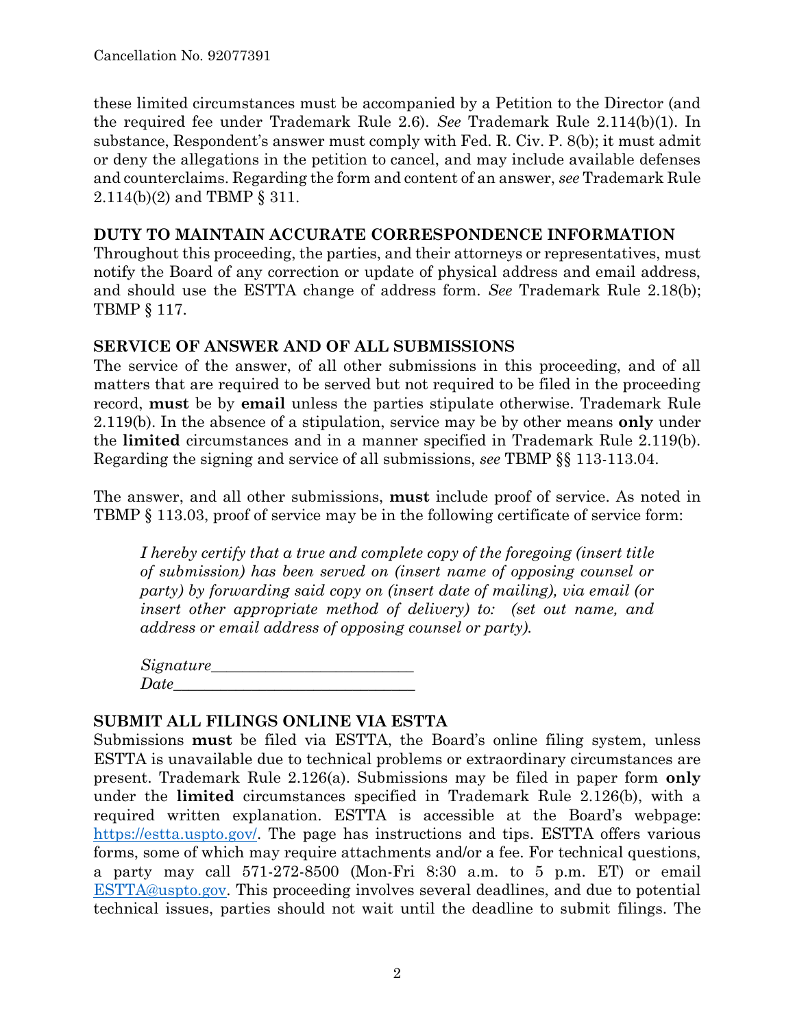these limited circumstances must be accompanied by a Petition to the Director (and the required fee under Trademark Rule 2.6). *See* Trademark Rule 2.114(b)(1). In substance, Respondent's answer must comply with Fed. R. Civ. P. 8(b); it must admit or deny the allegations in the petition to cancel, and may include available defenses and counterclaims. Regarding the form and content of an answer, *see* Trademark Rule 2.114(b)(2) and TBMP § 311.

## DUTY TO MAINTAIN ACCURATE CORRESPONDENCE INFORMATION

Throughout this proceeding, the parties, and their attorneys or representatives, must notify the Board of any correction or update of physical address and email address, and should use the ESTTA change of address form. *See* Trademark Rule 2.18(b); TBMP § 117.

## SERVICE OF ANSWER AND OF ALL SUBMISSIONS

The service of the answer, of all other submissions in this proceeding, and of all matters that are required to be served but not required to be filed in the proceeding record, **must** be by **email** unless the parties stipulate otherwise. Trademark Rule 2.119(b). In the absence of a stipulation, service may be by other means **only** under the **limited** circumstances and in a manner specified in Trademark Rule 2.119(b). Regarding the signing and service of all submissions, *see* TBMP §§ 113-113.04.

The answer, and all other submissions, **must** include proof of service. As noted in TBMP § 113.03, proof of service may be in the following certificate of service form:

> *I hereby certify that a true and complete copy of the foregoing (insert title of submission) has been served on (insert name of opposing counsel or party) by forwarding said copy on (insert date of mailing), via email (or insert other appropriate method of delivery) to: (set out name, and address or email address of opposing counsel or party).*
>
> *Signature*__________________________
> *Date*______________________________

## SUBMIT ALL FILINGS ONLINE VIA ESTTA

Submissions **must** be filed via ESTTA, the Board's online filing system, unless ESTTA is unavailable due to technical problems or extraordinary circumstances are present. Trademark Rule 2.126(a). Submissions may be filed in paper form **only** under the **limited** circumstances specified in Trademark Rule 2.126(b), with a required written explanation. ESTTA is accessible at the Board's webpage: https://estta.uspto.gov/. The page has instructions and tips. ESTTA offers various forms, some of which may require attachments and/or a fee. For technical questions, a party may call 571-272-8500 (Mon-Fri 8:30 a.m. to 5 p.m. ET) or email ESTTA@uspto.gov. This proceeding involves several deadlines, and due to potential technical issues, parties should not wait until the deadline to submit filings. The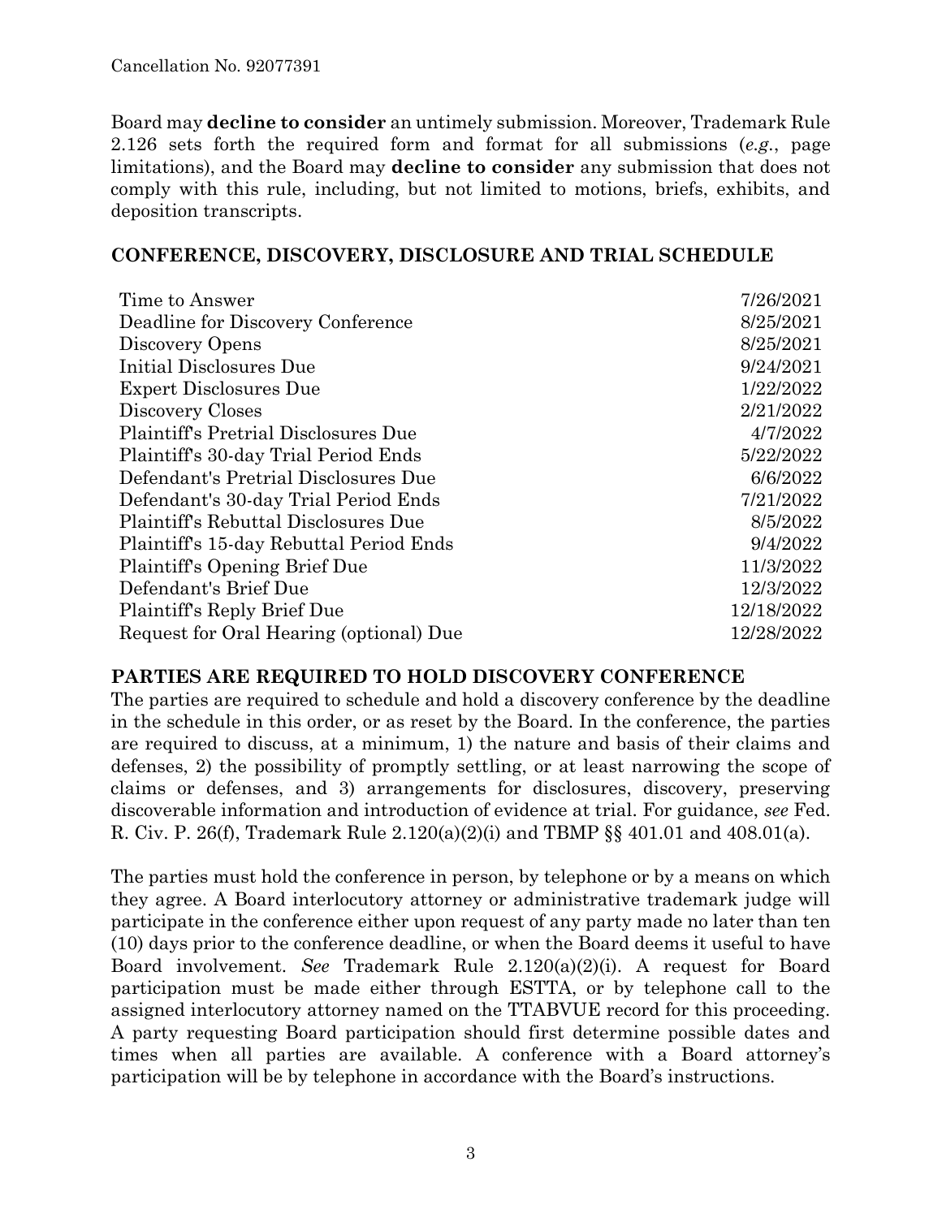Board may **decline to consider** an untimely submission. Moreover, Trademark Rule 2.126 sets forth the required form and format for all submissions (*e.g.*, page limitations), and the Board may **decline to consider** any submission that does not comply with this rule, including, but not limited to motions, briefs, exhibits, and deposition transcripts.

## CONFERENCE, DISCOVERY, DISCLOSURE AND TRIAL SCHEDULE

| | |
|---|---|
| Time to Answer | 7/26/2021 |
| Deadline for Discovery Conference | 8/25/2021 |
| Discovery Opens | 8/25/2021 |
| Initial Disclosures Due | 9/24/2021 |
| Expert Disclosures Due | 1/22/2022 |
| Discovery Closes | 2/21/2022 |
| Plaintiff's Pretrial Disclosures Due | 4/7/2022 |
| Plaintiff's 30-day Trial Period Ends | 5/22/2022 |
| Defendant's Pretrial Disclosures Due | 6/6/2022 |
| Defendant's 30-day Trial Period Ends | 7/21/2022 |
| Plaintiff's Rebuttal Disclosures Due | 8/5/2022 |
| Plaintiff's 15-day Rebuttal Period Ends | 9/4/2022 |
| Plaintiff's Opening Brief Due | 11/3/2022 |
| Defendant's Brief Due | 12/3/2022 |
| Plaintiff's Reply Brief Due | 12/18/2022 |
| Request for Oral Hearing (optional) Due | 12/28/2022 |

## PARTIES ARE REQUIRED TO HOLD DISCOVERY CONFERENCE

The parties are required to schedule and hold a discovery conference by the deadline in the schedule in this order, or as reset by the Board. In the conference, the parties are required to discuss, at a minimum, 1) the nature and basis of their claims and defenses, 2) the possibility of promptly settling, or at least narrowing the scope of claims or defenses, and 3) arrangements for disclosures, discovery, preserving discoverable information and introduction of evidence at trial. For guidance, *see* Fed. R. Civ. P. 26(f), Trademark Rule 2.120(a)(2)(i) and TBMP §§ 401.01 and 408.01(a).

The parties must hold the conference in person, by telephone or by a means on which they agree. A Board interlocutory attorney or administrative trademark judge will participate in the conference either upon request of any party made no later than ten (10) days prior to the conference deadline, or when the Board deems it useful to have Board involvement. *See* Trademark Rule 2.120(a)(2)(i). A request for Board participation must be made either through ESTTA, or by telephone call to the assigned interlocutory attorney named on the TTABVUE record for this proceeding. A party requesting Board participation should first determine possible dates and times when all parties are available. A conference with a Board attorney's participation will be by telephone in accordance with the Board's instructions.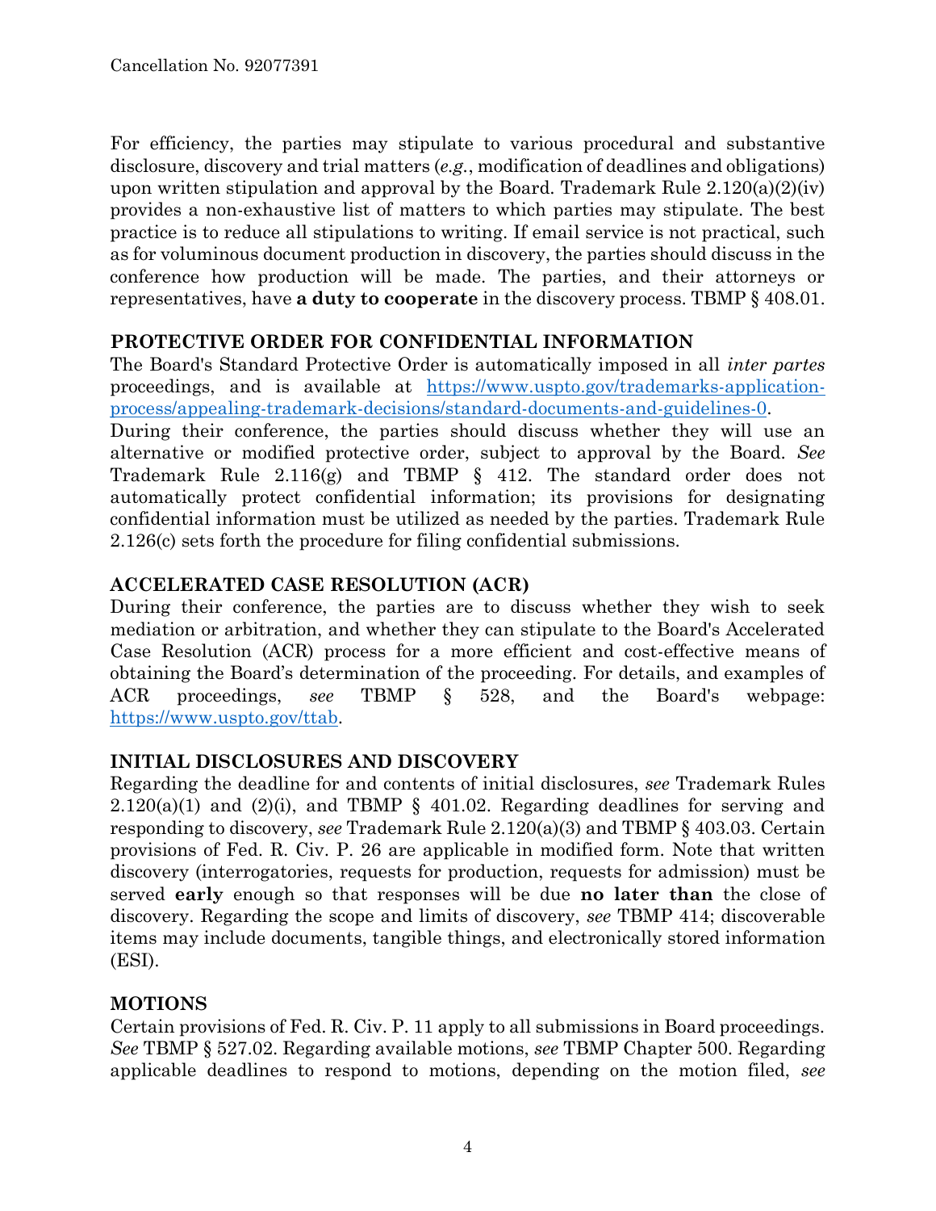For efficiency, the parties may stipulate to various procedural and substantive disclosure, discovery and trial matters (*e.g.*, modification of deadlines and obligations) upon written stipulation and approval by the Board. Trademark Rule 2.120(a)(2)(iv) provides a non-exhaustive list of matters to which parties may stipulate. The best practice is to reduce all stipulations to writing. If email service is not practical, such as for voluminous document production in discovery, the parties should discuss in the conference how production will be made. The parties, and their attorneys or representatives, have **a duty to cooperate** in the discovery process. TBMP § 408.01.

## PROTECTIVE ORDER FOR CONFIDENTIAL INFORMATION

The Board's Standard Protective Order is automatically imposed in all *inter partes* proceedings, and is available at [https://www.uspto.gov/trademarks-application-process/appealing-trademark-decisions/standard-documents-and-guidelines-0](https://www.uspto.gov/trademarks-application-process/appealing-trademark-decisions/standard-documents-and-guidelines-0).
During their conference, the parties should discuss whether they will use an alternative or modified protective order, subject to approval by the Board. *See* Trademark Rule 2.116(g) and TBMP § 412. The standard order does not automatically protect confidential information; its provisions for designating confidential information must be utilized as needed by the parties. Trademark Rule 2.126(c) sets forth the procedure for filing confidential submissions.

## ACCELERATED CASE RESOLUTION (ACR)

During their conference, the parties are to discuss whether they wish to seek mediation or arbitration, and whether they can stipulate to the Board's Accelerated Case Resolution (ACR) process for a more efficient and cost-effective means of obtaining the Board's determination of the proceeding. For details, and examples of ACR proceedings, *see* TBMP § 528, and the Board's webpage: [https://www.uspto.gov/ttab](https://www.uspto.gov/ttab).

## INITIAL DISCLOSURES AND DISCOVERY

Regarding the deadline for and contents of initial disclosures, *see* Trademark Rules 2.120(a)(1) and (2)(i), and TBMP § 401.02. Regarding deadlines for serving and responding to discovery, *see* Trademark Rule 2.120(a)(3) and TBMP § 403.03. Certain provisions of Fed. R. Civ. P. 26 are applicable in modified form. Note that written discovery (interrogatories, requests for production, requests for admission) must be served **early** enough so that responses will be due **no later than** the close of discovery. Regarding the scope and limits of discovery, *see* TBMP 414; discoverable items may include documents, tangible things, and electronically stored information (ESI).

## MOTIONS

Certain provisions of Fed. R. Civ. P. 11 apply to all submissions in Board proceedings. *See* TBMP § 527.02. Regarding available motions, *see* TBMP Chapter 500. Regarding applicable deadlines to respond to motions, depending on the motion filed, *see*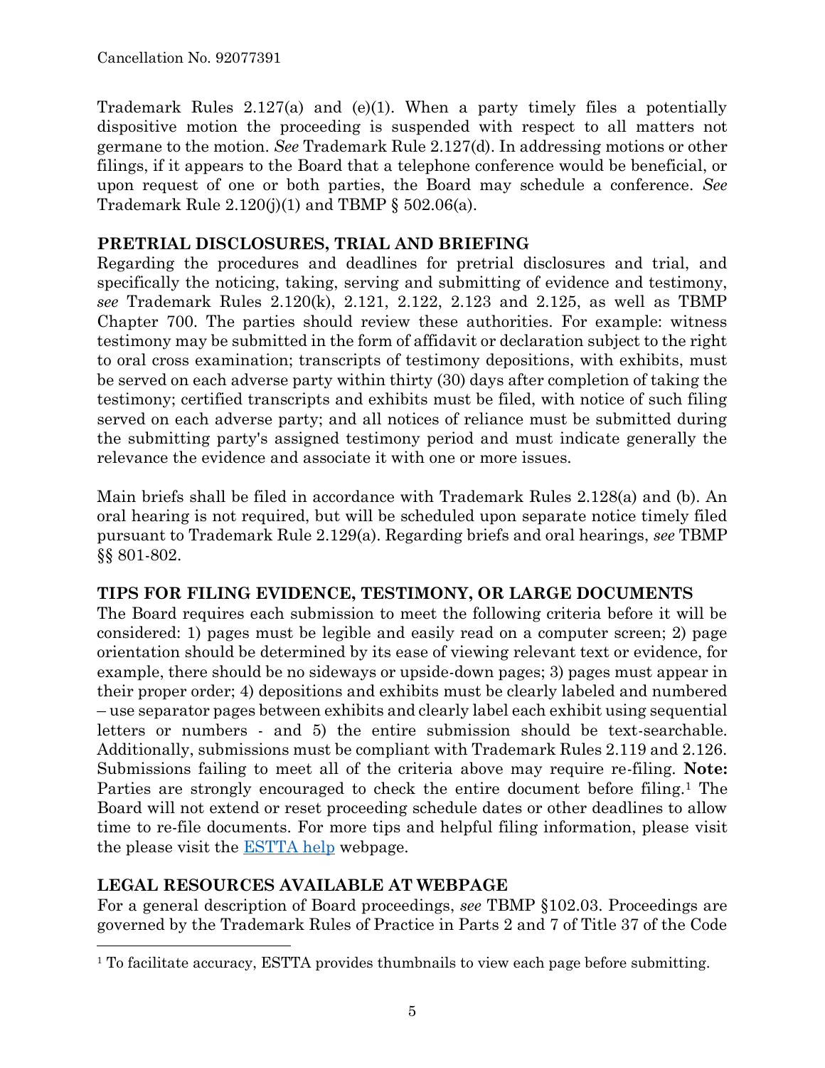Trademark Rules 2.127(a) and (e)(1). When a party timely files a potentially dispositive motion the proceeding is suspended with respect to all matters not germane to the motion. *See* Trademark Rule 2.127(d). In addressing motions or other filings, if it appears to the Board that a telephone conference would be beneficial, or upon request of one or both parties, the Board may schedule a conference. *See* Trademark Rule 2.120(j)(1) and TBMP § 502.06(a).

## PRETRIAL DISCLOSURES, TRIAL AND BRIEFING

Regarding the procedures and deadlines for pretrial disclosures and trial, and specifically the noticing, taking, serving and submitting of evidence and testimony, *see* Trademark Rules 2.120(k), 2.121, 2.122, 2.123 and 2.125, as well as TBMP Chapter 700. The parties should review these authorities. For example: witness testimony may be submitted in the form of affidavit or declaration subject to the right to oral cross examination; transcripts of testimony depositions, with exhibits, must be served on each adverse party within thirty (30) days after completion of taking the testimony; certified transcripts and exhibits must be filed, with notice of such filing served on each adverse party; and all notices of reliance must be submitted during the submitting party's assigned testimony period and must indicate generally the relevance the evidence and associate it with one or more issues.

Main briefs shall be filed in accordance with Trademark Rules 2.128(a) and (b). An oral hearing is not required, but will be scheduled upon separate notice timely filed pursuant to Trademark Rule 2.129(a). Regarding briefs and oral hearings, *see* TBMP §§ 801-802.

## TIPS FOR FILING EVIDENCE, TESTIMONY, OR LARGE DOCUMENTS

The Board requires each submission to meet the following criteria before it will be considered: 1) pages must be legible and easily read on a computer screen; 2) page orientation should be determined by its ease of viewing relevant text or evidence, for example, there should be no sideways or upside-down pages; 3) pages must appear in their proper order; 4) depositions and exhibits must be clearly labeled and numbered – use separator pages between exhibits and clearly label each exhibit using sequential letters or numbers - and 5) the entire submission should be text-searchable. Additionally, submissions must be compliant with Trademark Rules 2.119 and 2.126. Submissions failing to meet all of the criteria above may require re-filing. **Note:** Parties are strongly encouraged to check the entire document before filing.[1] The Board will not extend or reset proceeding schedule dates or other deadlines to allow time to re-file documents. For more tips and helpful filing information, please visit the please visit the ESTTA help webpage.

## LEGAL RESOURCES AVAILABLE AT WEBPAGE

For a general description of Board proceedings, *see* TBMP §102.03. Proceedings are governed by the Trademark Rules of Practice in Parts 2 and 7 of Title 37 of the Code

---

[1] To facilitate accuracy, ESTTA provides thumbnails to view each page before submitting.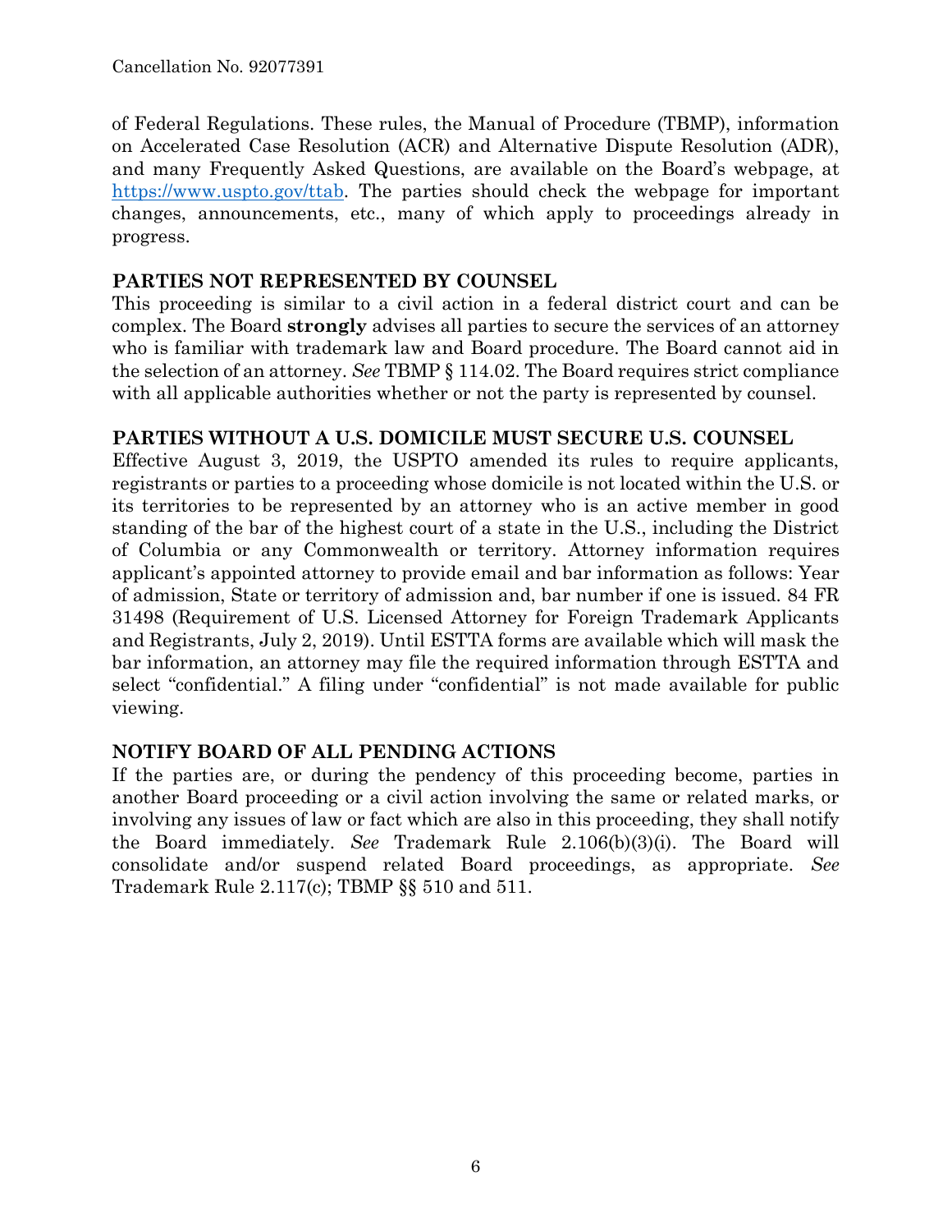of Federal Regulations. These rules, the Manual of Procedure (TBMP), information on Accelerated Case Resolution (ACR) and Alternative Dispute Resolution (ADR), and many Frequently Asked Questions, are available on the Board's webpage, at [https://www.uspto.gov/ttab](https://www.uspto.gov/ttab). The parties should check the webpage for important changes, announcements, etc., many of which apply to proceedings already in progress.

**PARTIES NOT REPRESENTED BY COUNSEL**

This proceeding is similar to a civil action in a federal district court and can be complex. The Board **strongly** advises all parties to secure the services of an attorney who is familiar with trademark law and Board procedure. The Board cannot aid in the selection of an attorney. *See* TBMP § 114.02. The Board requires strict compliance with all applicable authorities whether or not the party is represented by counsel.

**PARTIES WITHOUT A U.S. DOMICILE MUST SECURE U.S. COUNSEL**

Effective August 3, 2019, the USPTO amended its rules to require applicants, registrants or parties to a proceeding whose domicile is not located within the U.S. or its territories to be represented by an attorney who is an active member in good standing of the bar of the highest court of a state in the U.S., including the District of Columbia or any Commonwealth or territory. Attorney information requires applicant's appointed attorney to provide email and bar information as follows: Year of admission, State or territory of admission and, bar number if one is issued. 84 FR 31498 (Requirement of U.S. Licensed Attorney for Foreign Trademark Applicants and Registrants, July 2, 2019). Until ESTTA forms are available which will mask the bar information, an attorney may file the required information through ESTTA and select "confidential." A filing under "confidential" is not made available for public viewing.

**NOTIFY BOARD OF ALL PENDING ACTIONS**

If the parties are, or during the pendency of this proceeding become, parties in another Board proceeding or a civil action involving the same or related marks, or involving any issues of law or fact which are also in this proceeding, they shall notify the Board immediately. *See* Trademark Rule 2.106(b)(3)(i). The Board will consolidate and/or suspend related Board proceedings, as appropriate. *See* Trademark Rule 2.117(c); TBMP §§ 510 and 511.